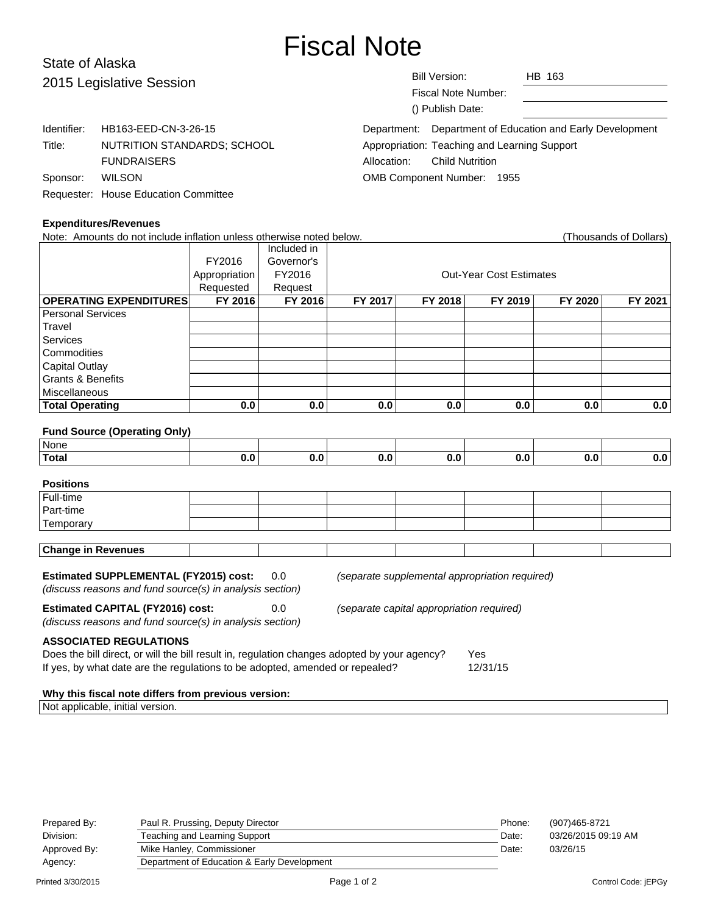# Fiscal Note

State of Alaska
2015 Legislative Session

| | |
|---|---|
| Bill Version: | HB 163 |
| Fiscal Note Number: | |
| () Publish Date: | |

| | |
|---|---|
| Identifier: | HB163-EED-CN-3-26-15 |
| Title: | NUTRITION STANDARDS; SCHOOL FUNDRAISERS |
| Sponsor: | WILSON |
| Requester: | House Education Committee |

| | |
|---|---|
| Department: | Department of Education and Early Development |
| Appropriation: | Teaching and Learning Support |
| Allocation: | Child Nutrition |
| OMB Component Number: | 1955 |

**Expenditures/Revenues**

Note: Amounts do not include inflation unless otherwise noted below. (Thousands of Dollars)

| | FY2016 Appropriation Requested | Included in Governor's FY2016 Request | Out-Year Cost Estimates | | | | |
|---|---|---|---|---|---|---|---|
| **OPERATING EXPENDITURES** | **FY 2016** | **FY 2016** | **FY 2017** | **FY 2018** | **FY 2019** | **FY 2020** | **FY 2021** |
| Personal Services | | | | | | | |
| Travel | | | | | | | |
| Services | | | | | | | |
| Commodities | | | | | | | |
| Capital Outlay | | | | | | | |
| Grants & Benefits | | | | | | | |
| Miscellaneous | | | | | | | |
| **Total Operating** | **0.0** | **0.0** | **0.0** | **0.0** | **0.0** | **0.0** | **0.0** |

**Fund Source (Operating Only)**

| | | | | | | | |
|---|---|---|---|---|---|---|---|
| None | | | | | | | |
| **Total** | **0.0** | **0.0** | **0.0** | **0.0** | **0.0** | **0.0** | **0.0** |

**Positions**

| | | | | | | | |
|---|---|---|---|---|---|---|---|
| Full-time | | | | | | | |
| Part-time | | | | | | | |
| Temporary | | | | | | | |

| | | | | | | | |
|---|---|---|---|---|---|---|---|
| **Change in Revenues** | | | | | | | |

**Estimated SUPPLEMENTAL (FY2015) cost:** 0.0 *(separate supplemental appropriation required)*
*(discuss reasons and fund source(s) in analysis section)*

**Estimated CAPITAL (FY2016) cost:** 0.0 *(separate capital appropriation required)*
*(discuss reasons and fund source(s) in analysis section)*

**ASSOCIATED REGULATIONS**

Does the bill direct, or will the bill result in, regulation changes adopted by your agency? Yes
If yes, by what date are the regulations to be adopted, amended or repealed? 12/31/15

**Why this fiscal note differs from previous version:**

Not applicable, initial version.

| | | | |
|---|---|---|---|
| Prepared By: | Paul R. Prussing, Deputy Director | Phone: | (907)465-8721 |
| Division: | Teaching and Learning Support | Date: | 03/26/2015 09:19 AM |
| Approved By: | Mike Hanley, Commissioner | Date: | 03/26/15 |
| Agency: | Department of Education & Early Development | | |

Printed 3/30/2015 Control Code: jEPGy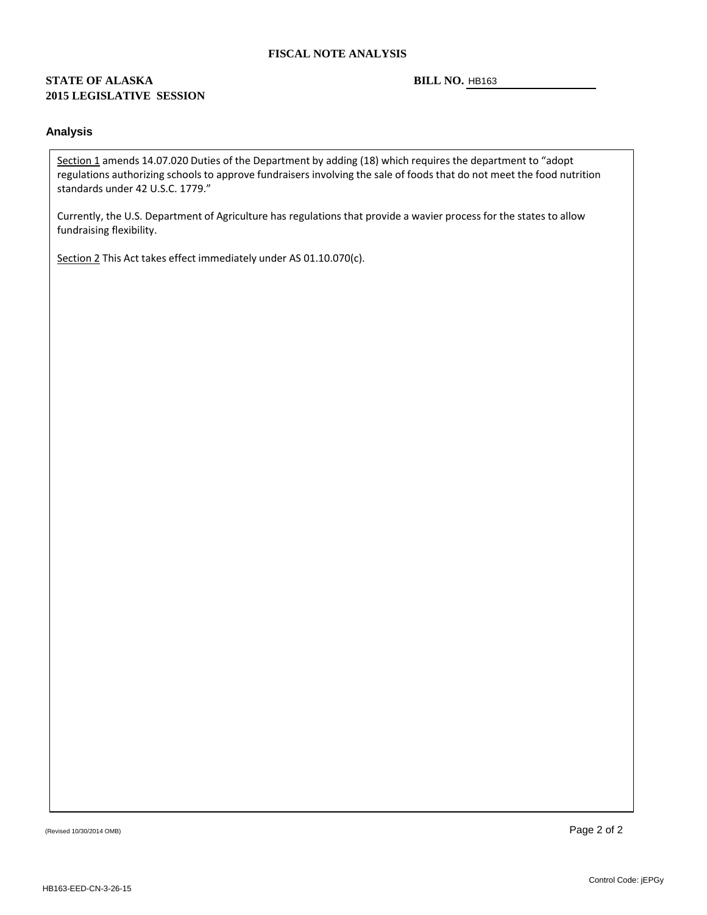**FISCAL NOTE ANALYSIS**

**STATE OF ALASKA**
**2015 LEGISLATIVE SESSION**

**BILL NO.** HB163

## Analysis

Section 1 amends 14.07.020 Duties of the Department by adding (18) which requires the department to "adopt regulations authorizing schools to approve fundraisers involving the sale of foods that do not meet the food nutrition standards under 42 U.S.C. 1779."

Currently, the U.S. Department of Agriculture has regulations that provide a wavier process for the states to allow fundraising flexibility.

Section 2 This Act takes effect immediately under AS 01.10.070(c).

(Revised 10/30/2014 OMB)

HB163-EED-CN-3-26-15

Control Code: jEPGy